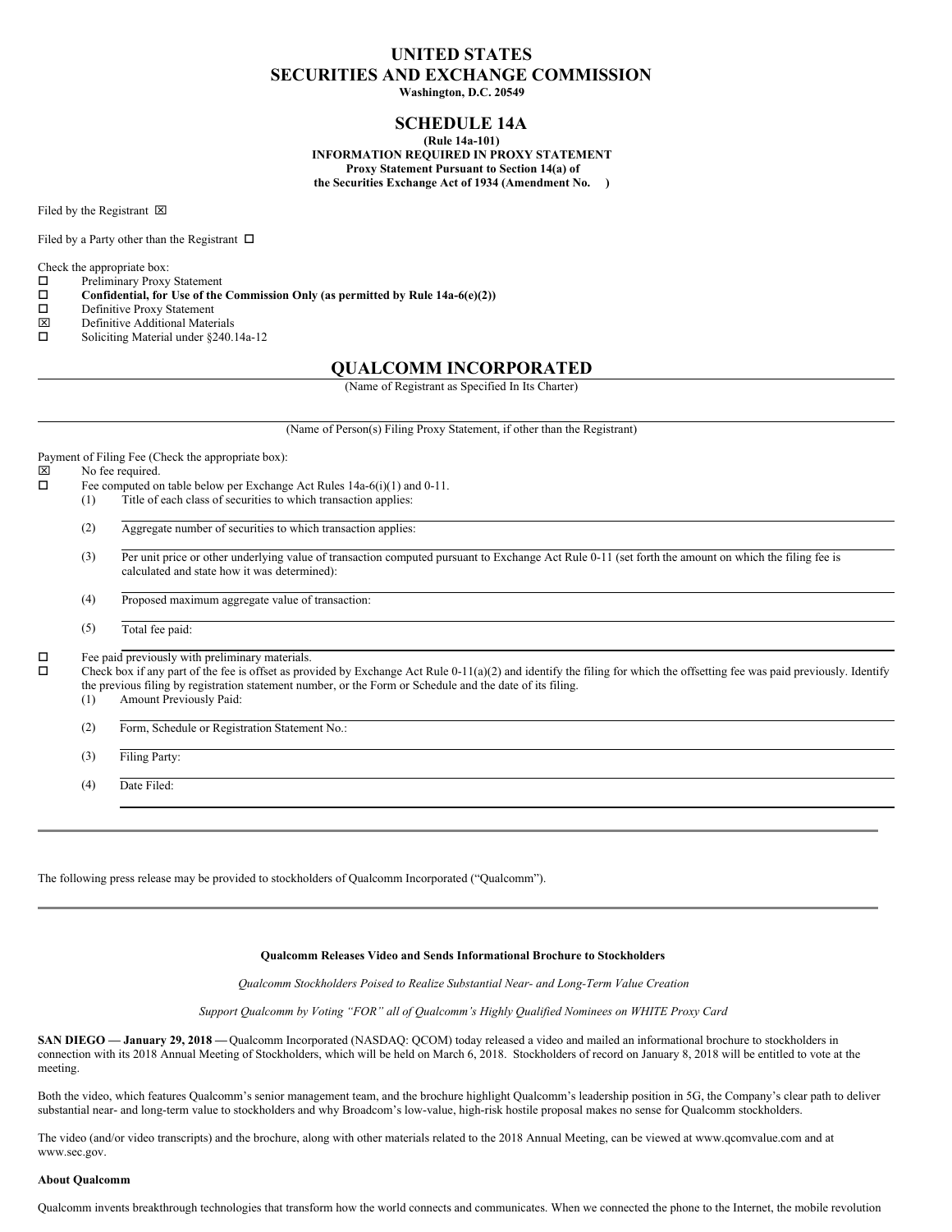# UNITED STATES
# SECURITIES AND EXCHANGE COMMISSION

**Washington, D.C. 20549**

## SCHEDULE 14A

**(Rule 14a-101)**
**INFORMATION REQUIRED IN PROXY STATEMENT**
**Proxy Statement Pursuant to Section 14(a) of**
**the Securities Exchange Act of 1934 (Amendment No. )**

Filed by the Registrant ☒

Filed by a Party other than the Registrant ☐

Check the appropriate box:

☐ Preliminary Proxy Statement
☐ **Confidential, for Use of the Commission Only (as permitted by Rule 14a-6(e)(2))**
☐ Definitive Proxy Statement
☒ Definitive Additional Materials
☐ Soliciting Material under §240.14a-12

## QUALCOMM INCORPORATED

(Name of Registrant as Specified In Its Charter)

(Name of Person(s) Filing Proxy Statement, if other than the Registrant)

Payment of Filing Fee (Check the appropriate box):

☒ No fee required.
☐ Fee computed on table below per Exchange Act Rules 14a-6(i)(1) and 0-11.
(1) Title of each class of securities to which transaction applies:
(2) Aggregate number of securities to which transaction applies:
(3) Per unit price or other underlying value of transaction computed pursuant to Exchange Act Rule 0-11 (set forth the amount on which the filing fee is calculated and state how it was determined):
(4) Proposed maximum aggregate value of transaction:
(5) Total fee paid:

☐ Fee paid previously with preliminary materials.
☐ Check box if any part of the fee is offset as provided by Exchange Act Rule 0-11(a)(2) and identify the filing for which the offsetting fee was paid previously. Identify the previous filing by registration statement number, or the Form or Schedule and the date of its filing.
(1) Amount Previously Paid:
(2) Form, Schedule or Registration Statement No.:
(3) Filing Party:
(4) Date Filed:

---

The following press release may be provided to stockholders of Qualcomm Incorporated ("Qualcomm").

---

**Qualcomm Releases Video and Sends Informational Brochure to Stockholders**

*Qualcomm Stockholders Poised to Realize Substantial Near- and Long-Term Value Creation*

*Support Qualcomm by Voting "FOR" all of Qualcomm's Highly Qualified Nominees on WHITE Proxy Card*

**SAN DIEGO — January 29, 2018 —** Qualcomm Incorporated (NASDAQ: QCOM) today released a video and mailed an informational brochure to stockholders in connection with its 2018 Annual Meeting of Stockholders, which will be held on March 6, 2018. Stockholders of record on January 8, 2018 will be entitled to vote at the meeting.

Both the video, which features Qualcomm's senior management team, and the brochure highlight Qualcomm's leadership position in 5G, the Company's clear path to deliver substantial near- and long-term value to stockholders and why Broadcom's low-value, high-risk hostile proposal makes no sense for Qualcomm stockholders.

The video (and/or video transcripts) and the brochure, along with other materials related to the 2018 Annual Meeting, can be viewed at www.qcomvalue.com and at www.sec.gov.

**About Qualcomm**

Qualcomm invents breakthrough technologies that transform how the world connects and communicates. When we connected the phone to the Internet, the mobile revolution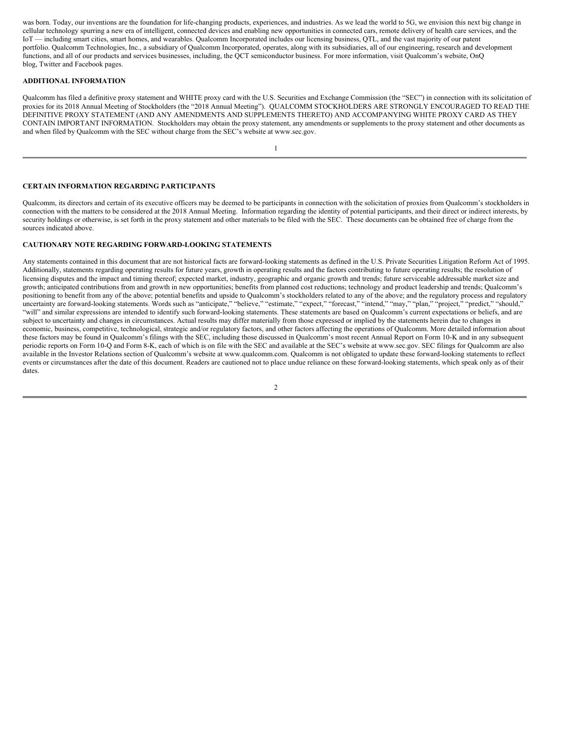was born. Today, our inventions are the foundation for life-changing products, experiences, and industries. As we lead the world to 5G, we envision this next big change in cellular technology spurring a new era of intelligent, connected devices and enabling new opportunities in connected cars, remote delivery of health care services, and the IoT — including smart cities, smart homes, and wearables. Qualcomm Incorporated includes our licensing business, QTL, and the vast majority of our patent portfolio. Qualcomm Technologies, Inc., a subsidiary of Qualcomm Incorporated, operates, along with its subsidiaries, all of our engineering, research and development functions, and all of our products and services businesses, including, the QCT semiconductor business. For more information, visit Qualcomm's website, OnQ blog, Twitter and Facebook pages.

**ADDITIONAL INFORMATION**

Qualcomm has filed a definitive proxy statement and WHITE proxy card with the U.S. Securities and Exchange Commission (the "SEC") in connection with its solicitation of proxies for its 2018 Annual Meeting of Stockholders (the "2018 Annual Meeting"). QUALCOMM STOCKHOLDERS ARE STRONGLY ENCOURAGED TO READ THE DEFINITIVE PROXY STATEMENT (AND ANY AMENDMENTS AND SUPPLEMENTS THERETO) AND ACCOMPANYING WHITE PROXY CARD AS THEY CONTAIN IMPORTANT INFORMATION. Stockholders may obtain the proxy statement, any amendments or supplements to the proxy statement and other documents as and when filed by Qualcomm with the SEC without charge from the SEC's website at www.sec.gov.

**CERTAIN INFORMATION REGARDING PARTICIPANTS**

Qualcomm, its directors and certain of its executive officers may be deemed to be participants in connection with the solicitation of proxies from Qualcomm's stockholders in connection with the matters to be considered at the 2018 Annual Meeting. Information regarding the identity of potential participants, and their direct or indirect interests, by security holdings or otherwise, is set forth in the proxy statement and other materials to be filed with the SEC. These documents can be obtained free of charge from the sources indicated above.

**CAUTIONARY NOTE REGARDING FORWARD-LOOKING STATEMENTS**

Any statements contained in this document that are not historical facts are forward-looking statements as defined in the U.S. Private Securities Litigation Reform Act of 1995. Additionally, statements regarding operating results for future years, growth in operating results and the factors contributing to future operating results; the resolution of licensing disputes and the impact and timing thereof; expected market, industry, geographic and organic growth and trends; future serviceable addressable market size and growth; anticipated contributions from and growth in new opportunities; benefits from planned cost reductions; technology and product leadership and trends; Qualcomm's positioning to benefit from any of the above; potential benefits and upside to Qualcomm's stockholders related to any of the above; and the regulatory process and regulatory uncertainty are forward-looking statements. Words such as "anticipate," "believe," "estimate," "expect," "forecast," "intend," "may," "plan," "project," "predict," "should," "will" and similar expressions are intended to identify such forward-looking statements. These statements are based on Qualcomm's current expectations or beliefs, and are subject to uncertainty and changes in circumstances. Actual results may differ materially from those expressed or implied by the statements herein due to changes in economic, business, competitive, technological, strategic and/or regulatory factors, and other factors affecting the operations of Qualcomm. More detailed information about these factors may be found in Qualcomm's filings with the SEC, including those discussed in Qualcomm's most recent Annual Report on Form 10-K and in any subsequent periodic reports on Form 10-Q and Form 8-K, each of which is on file with the SEC and available at the SEC's website at www.sec.gov. SEC filings for Qualcomm are also available in the Investor Relations section of Qualcomm's website at www.qualcomm.com. Qualcomm is not obligated to update these forward-looking statements to reflect events or circumstances after the date of this document. Readers are cautioned not to place undue reliance on these forward-looking statements, which speak only as of their dates.